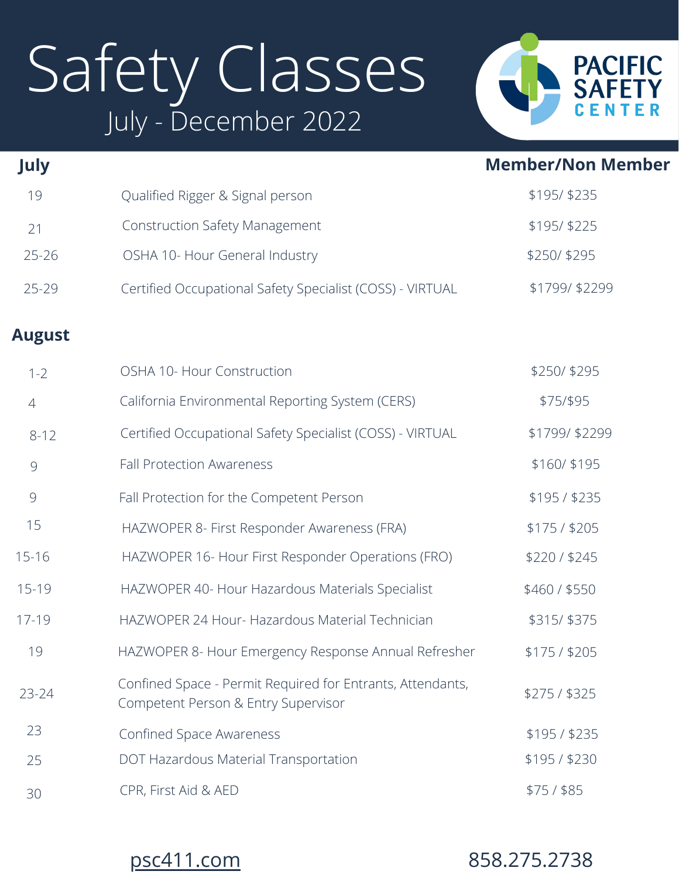# Safety Classes

## July - December 2022

PACIFIC SAFETY CENTER

| July | | Member/Non Member |
|---|---|---|
| 19 | Qualified Rigger & Signal person | $195/ $235 |
| 21 | Construction Safety Management | $195/ $225 |
| 25-26 | OSHA 10- Hour General Industry | $250/ $295 |
| 25-29 | Certified Occupational Safety Specialist (COSS) - VIRTUAL | $1799/ $2299 |

| August | | |
|---|---|---|
| 1-2 | OSHA 10- Hour Construction | $250/ $295 |
| 4 | California Environmental Reporting System (CERS) | $75/$95 |
| 8-12 | Certified Occupational Safety Specialist (COSS) - VIRTUAL | $1799/ $2299 |
| 9 | Fall Protection Awareness | $160/ $195 |
| 9 | Fall Protection for the Competent Person | $195 / $235 |
| 15 | HAZWOPER 8- First Responder Awareness (FRA) | $175 / $205 |
| 15-16 | HAZWOPER 16- Hour First Responder Operations (FRO) | $220 / $245 |
| 15-19 | HAZWOPER 40- Hour Hazardous Materials Specialist | $460 / $550 |
| 17-19 | HAZWOPER 24 Hour- Hazardous Material Technician | $315/ $375 |
| 19 | HAZWOPER 8- Hour Emergency Response Annual Refresher | $175 / $205 |
| 23-24 | Confined Space - Permit Required for Entrants, Attendants, Competent Person & Entry Supervisor | $275 / $325 |
| 23 | Confined Space Awareness | $195 / $235 |
| 25 | DOT Hazardous Material Transportation | $195 / $230 |
| 30 | CPR, First Aid & AED | $75 / $85 |

psc411.com 858.275.2738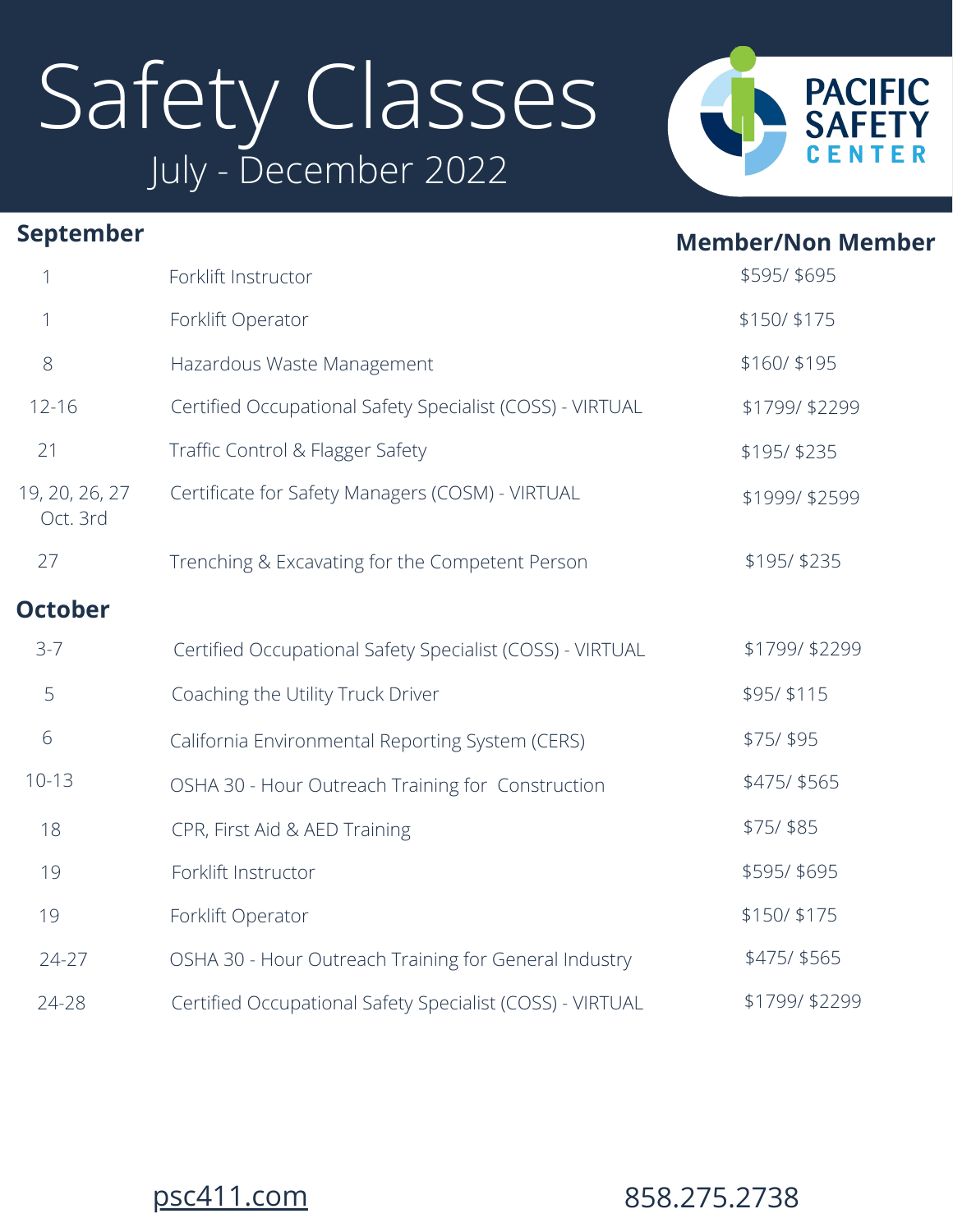# Safety Classes

## July - December 2022

PACIFIC SAFETY CENTER

## September

| Date | Class | Member/Non Member |
|---|---|---|
| 1 | Forklift Instructor | $595/ $695 |
| 1 | Forklift Operator | $150/ $175 |
| 8 | Hazardous Waste Management | $160/ $195 |
| 12-16 | Certified Occupational Safety Specialist (COSS) - VIRTUAL | $1799/ $2299 |
| 21 | Traffic Control & Flagger Safety | $195/ $235 |
| 19, 20, 26, 27 Oct. 3rd | Certificate for Safety Managers (COSM) - VIRTUAL | $1999/ $2599 |
| 27 | Trenching & Excavating for the Competent Person | $195/ $235 |

## October

| Date | Class | Member/Non Member |
|---|---|---|
| 3-7 | Certified Occupational Safety Specialist (COSS) - VIRTUAL | $1799/ $2299 |
| 5 | Coaching the Utility Truck Driver | $95/ $115 |
| 6 | California Environmental Reporting System (CERS) | $75/ $95 |
| 10-13 | OSHA 30 - Hour Outreach Training for Construction | $475/ $565 |
| 18 | CPR, First Aid & AED Training | $75/ $85 |
| 19 | Forklift Instructor | $595/ $695 |
| 19 | Forklift Operator | $150/ $175 |
| 24-27 | OSHA 30 - Hour Outreach Training for General Industry | $475/ $565 |
| 24-28 | Certified Occupational Safety Specialist (COSS) - VIRTUAL | $1799/ $2299 |

psc411.com

858.275.2738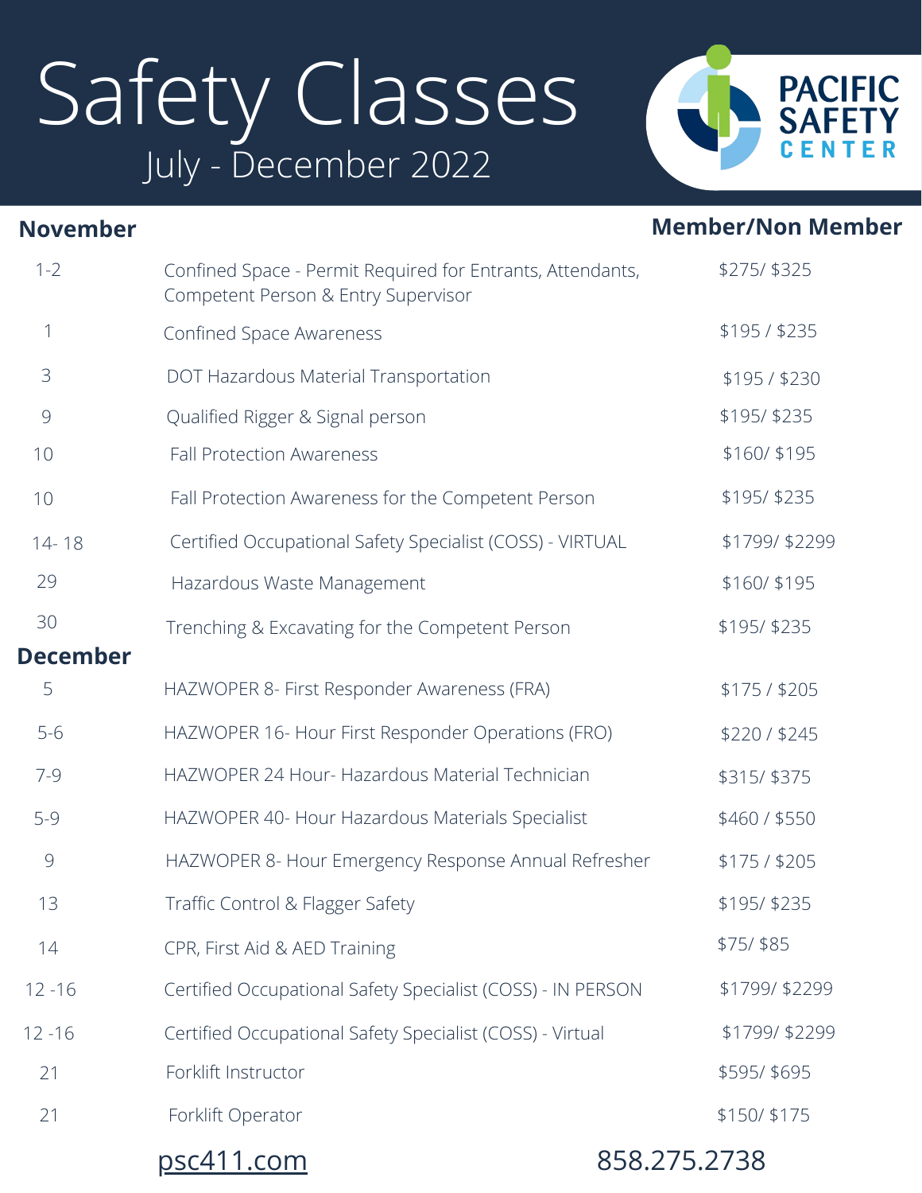# Safety Classes

## July - December 2022

PACIFIC SAFETY CENTER

| November | | Member/Non Member |
|---|---|---|
| 1-2 | Confined Space - Permit Required for Entrants, Attendants, Competent Person & Entry Supervisor | $275/ $325 |
| 1 | Confined Space Awareness | $195 / $235 |
| 3 | DOT Hazardous Material Transportation | $195 / $230 |
| 9 | Qualified Rigger & Signal person | $195/ $235 |
| 10 | Fall Protection Awareness | $160/ $195 |
| 10 | Fall Protection Awareness for the Competent Person | $195/ $235 |
| 14- 18 | Certified Occupational Safety Specialist (COSS) - VIRTUAL | $1799/ $2299 |
| 29 | Hazardous Waste Management | $160/ $195 |
| 30 | Trenching & Excavating for the Competent Person | $195/ $235 |
| **December** | | |
| 5 | HAZWOPER 8- First Responder Awareness (FRA) | $175 / $205 |
| 5-6 | HAZWOPER 16- Hour First Responder Operations (FRO) | $220 / $245 |
| 7-9 | HAZWOPER 24 Hour- Hazardous Material Technician | $315/ $375 |
| 5-9 | HAZWOPER 40- Hour Hazardous Materials Specialist | $460 / $550 |
| 9 | HAZWOPER 8- Hour Emergency Response Annual Refresher | $175 / $205 |
| 13 | Traffic Control & Flagger Safety | $195/ $235 |
| 14 | CPR, First Aid & AED Training | $75/ $85 |
| 12 -16 | Certified Occupational Safety Specialist (COSS) - IN PERSON | $1799/ $2299 |
| 12 -16 | Certified Occupational Safety Specialist (COSS) - Virtual | $1799/ $2299 |
| 21 | Forklift Instructor | $595/ $695 |
| 21 | Forklift Operator | $150/ $175 |

psc411.com 858.275.2738